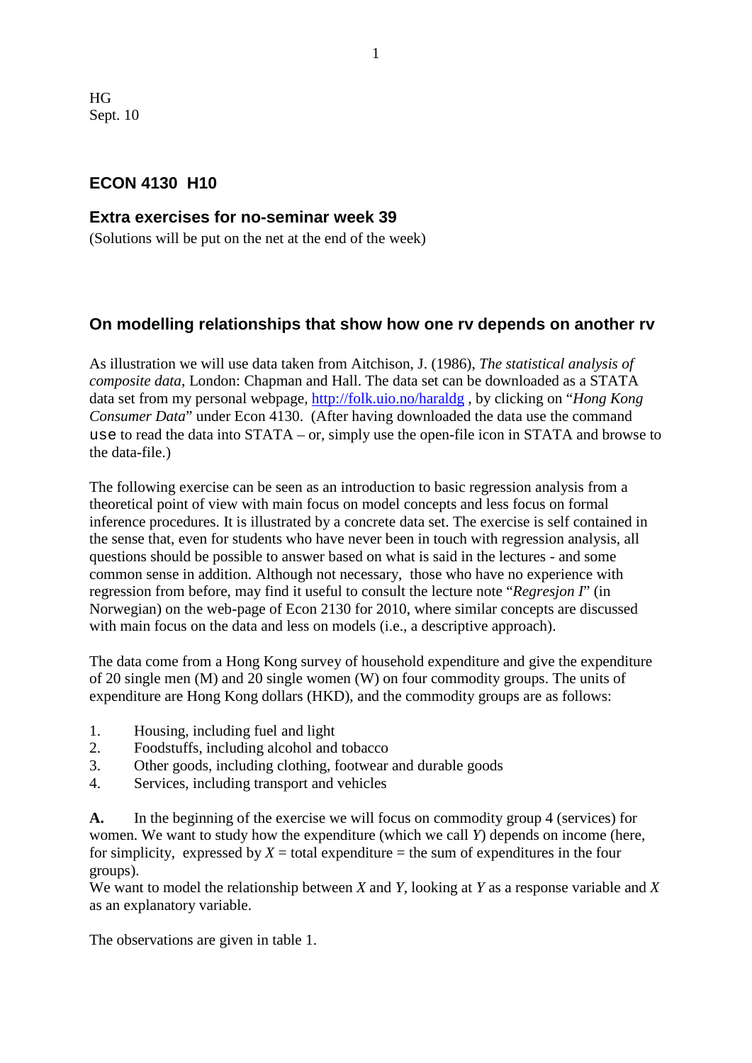HG
Sept. 10

## ECON 4130 H10

### Extra exercises for no-seminar week 39

(Solutions will be put on the net at the end of the week)

### On modelling relationships that show how one rv depends on another rv

As illustration we will use data taken from Aitchison, J. (1986), *The statistical analysis of composite data*, London: Chapman and Hall. The data set can be downloaded as a STATA data set from my personal webpage, http://folk.uio.no/haraldg , by clicking on "*Hong Kong Consumer Data*" under Econ 4130. (After having downloaded the data use the command `use` to read the data into STATA – or, simply use the open-file icon in STATA and browse to the data-file.)

The following exercise can be seen as an introduction to basic regression analysis from a theoretical point of view with main focus on model concepts and less focus on formal inference procedures. It is illustrated by a concrete data set. The exercise is self contained in the sense that, even for students who have never been in touch with regression analysis, all questions should be possible to answer based on what is said in the lectures - and some common sense in addition. Although not necessary, those who have no experience with regression from before, may find it useful to consult the lecture note "*Regresjon I*" (in Norwegian) on the web-page of Econ 2130 for 2010, where similar concepts are discussed with main focus on the data and less on models (i.e., a descriptive approach).

The data come from a Hong Kong survey of household expenditure and give the expenditure of 20 single men (M) and 20 single women (W) on four commodity groups. The units of expenditure are Hong Kong dollars (HKD), and the commodity groups are as follows:

1. Housing, including fuel and light
2. Foodstuffs, including alcohol and tobacco
3. Other goods, including clothing, footwear and durable goods
4. Services, including transport and vehicles

**A.** In the beginning of the exercise we will focus on commodity group 4 (services) for women. We want to study how the expenditure (which we call $Y$) depends on income (here, for simplicity, expressed by $X$ = total expenditure = the sum of expenditures in the four groups).
We want to model the relationship between $X$ and $Y$, looking at $Y$ as a response variable and $X$ as an explanatory variable.

The observations are given in table 1.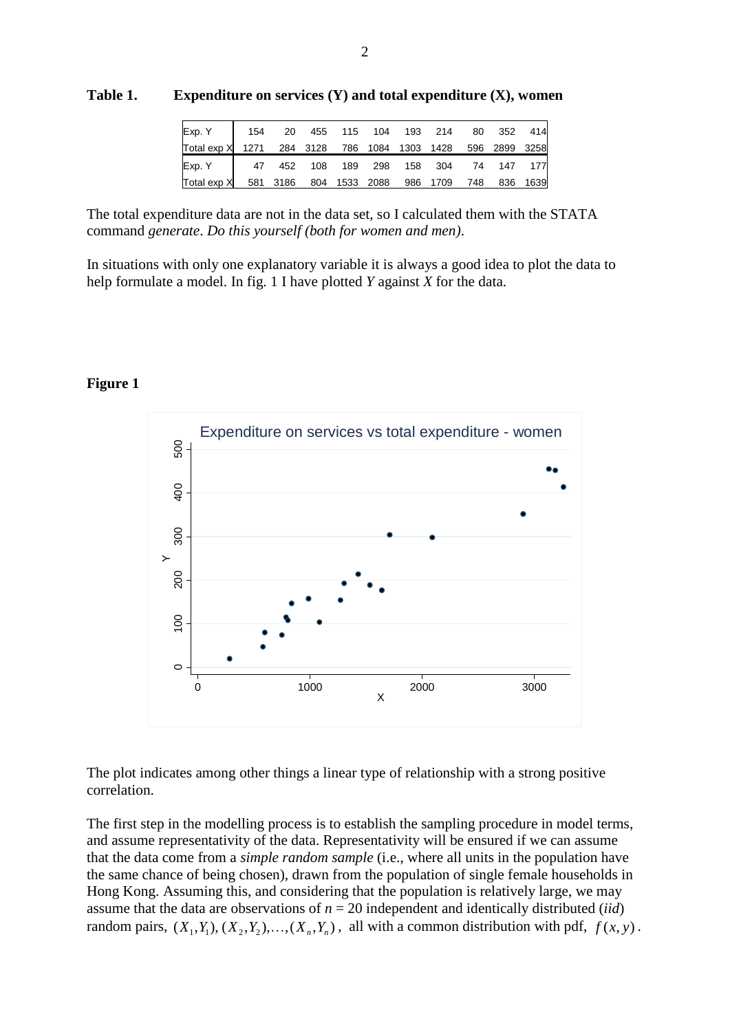**Table 1.** **Expenditure on services (Y) and total expenditure (X), women**

| Exp. Y | 154 | 20 | 455 | 115 | 104 | 193 | 214 | 80 | 352 | 414 |
|---|---|---|---|---|---|---|---|---|---|---|
| Total exp X | 1271 | 284 | 3128 | 786 | 1084 | 1303 | 1428 | 596 | 2899 | 3258 |
| Exp. Y | 47 | 452 | 108 | 189 | 298 | 158 | 304 | 74 | 147 | 177 |
| Total exp X | 581 | 3186 | 804 | 1533 | 2088 | 986 | 1709 | 748 | 836 | 1639 |

The total expenditure data are not in the data set, so I calculated them with the STATA command *generate*. *Do this yourself (both for women and men).*

In situations with only one explanatory variable it is always a good idea to plot the data to help formulate a model. In fig. 1 I have plotted $Y$ against $X$ for the data.

**Figure 1**

Expenditure on services vs total expenditure - women

The plot indicates among other things a linear type of relationship with a strong positive correlation.

The first step in the modelling process is to establish the sampling procedure in model terms, and assume representativity of the data. Representativity will be ensured if we can assume that the data come from a *simple random sample* (i.e., where all units in the population have the same chance of being chosen), drawn from the population of single female households in Hong Kong. Assuming this, and considering that the population is relatively large, we may assume that the data are observations of $n = 20$ independent and identically distributed (*iid*) random pairs, $(X_1, Y_1), (X_2, Y_2), \ldots, (X_n, Y_n)$, all with a common distribution with pdf, $f(x, y)$.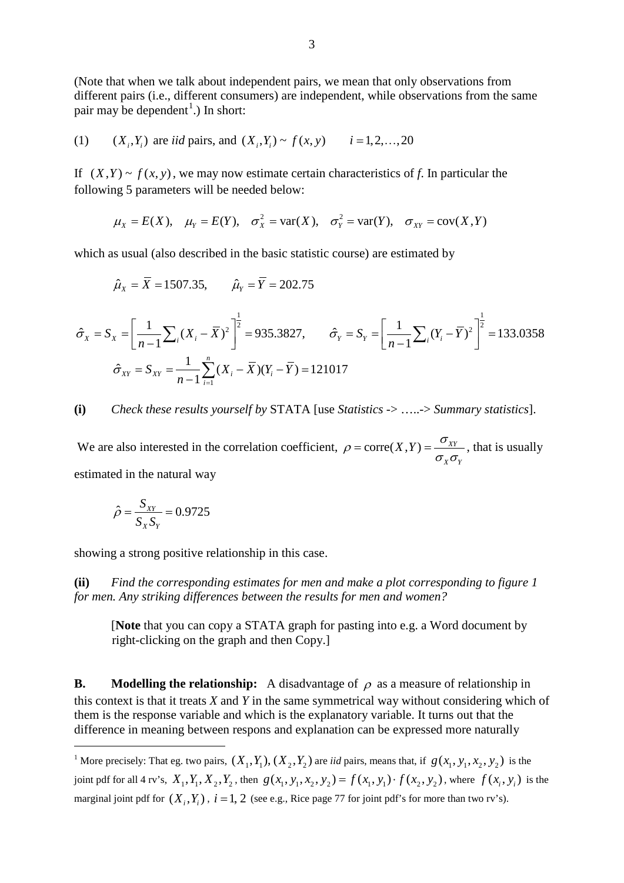(Note that when we talk about independent pairs, we mean that only observations from different pairs (i.e., different consumers) are independent, while observations from the same pair may be dependent[1].) In short:

(1) $\quad (X_i, Y_i)$ are *iid* pairs, and $(X_i, Y_i) \sim f(x, y) \qquad i = 1, 2, \ldots, 20$

If $(X, Y) \sim f(x, y)$, we may now estimate certain characteristics of *f*. In particular the following 5 parameters will be needed below:

$$\mu_X = E(X), \quad \mu_Y = E(Y), \quad \sigma_X^2 = \text{var}(X), \quad \sigma_Y^2 = \text{var}(Y), \quad \sigma_{XY} = \text{cov}(X, Y)$$

which as usual (also described in the basic statistic course) are estimated by

$$\hat{\mu}_X = \overline{X} = 1507.35, \qquad \hat{\mu}_Y = \overline{Y} = 202.75$$

$$\hat{\sigma}_X = S_X = \left[ \frac{1}{n-1} \sum_i (X_i - \overline{X})^2 \right]^{\frac{1}{2}} = 935.3827, \qquad \hat{\sigma}_Y = S_Y = \left[ \frac{1}{n-1} \sum_i (Y_i - \overline{Y})^2 \right]^{\frac{1}{2}} = 133.0358$$

$$\hat{\sigma}_{XY} = S_{XY} = \frac{1}{n-1} \sum_{i=1}^{n} (X_i - \overline{X})(Y_i - \overline{Y}) = 121017$$

**(i)** *Check these results yourself by* STATA [use *Statistics* -> …..-> *Summary statistics*].

We are also interested in the correlation coefficient, $\rho = \text{corre}(X, Y) = \dfrac{\sigma_{XY}}{\sigma_X \sigma_Y}$, that is usually estimated in the natural way

$$\hat{\rho} = \frac{S_{XY}}{S_X S_Y} = 0.9725$$

showing a strong positive relationship in this case.

**(ii)** *Find the corresponding estimates for men and make a plot corresponding to figure 1 for men. Any striking differences between the results for men and women?*

> [**Note** that you can copy a STATA graph for pasting into e.g. a Word document by right-clicking on the graph and then Copy.]

**B. Modelling the relationship:** A disadvantage of $\rho$ as a measure of relationship in this context is that it treats *X* and *Y* in the same symmetrical way without considering which of them is the response variable and which is the explanatory variable. It turns out that the difference in meaning between respons and explanation can be expressed more naturally

---

[1] More precisely: That eg. two pairs, $(X_1, Y_1), (X_2, Y_2)$ are *iid* pairs, means that, if $g(x_1, y_1, x_2, y_2)$ is the joint pdf for all 4 rv's, $X_1, Y_1, X_2, Y_2$, then $g(x_1, y_1, x_2, y_2) = f(x_1, y_1) \cdot f(x_2, y_2)$, where $f(x_i, y_i)$ is the marginal joint pdf for $(X_i, Y_i)$, $i = 1, 2$ (see e.g., Rice page 77 for joint pdf's for more than two rv's).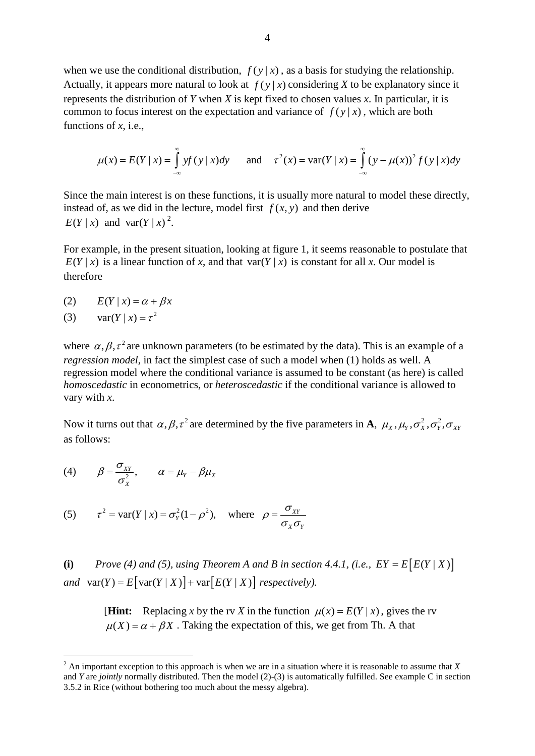when we use the conditional distribution, $f(y|x)$, as a basis for studying the relationship. Actually, it appears more natural to look at $f(y|x)$ considering *X* to be explanatory since it represents the distribution of *Y* when *X* is kept fixed to chosen values *x*. In particular, it is common to focus interest on the expectation and variance of $f(y|x)$, which are both functions of *x*, i.e.,

$$\mu(x) = E(Y|x) = \int_{-\infty}^{\infty} y f(y|x) dy \qquad \text{and} \qquad \tau^2(x) = \text{var}(Y|x) = \int_{-\infty}^{\infty} (y - \mu(x))^2 f(y|x) dy$$

Since the main interest is on these functions, it is usually more natural to model these directly, instead of, as we did in the lecture, model first $f(x, y)$ and then derive $E(Y|x)$ and $\text{var}(Y|x)$ [2].

For example, in the present situation, looking at figure 1, it seems reasonable to postulate that $E(Y|x)$ is a linear function of *x*, and that $\text{var}(Y|x)$ is constant for all *x*. Our model is therefore

(2) $\quad E(Y|x) = \alpha + \beta x$

(3) $\quad \text{var}(Y|x) = \tau^2$

where $\alpha, \beta, \tau^2$ are unknown parameters (to be estimated by the data). This is an example of a *regression model*, in fact the simplest case of such a model when (1) holds as well. A regression model where the conditional variance is assumed to be constant (as here) is called *homoscedastic* in econometrics, or *heteroscedastic* if the conditional variance is allowed to vary with *x*.

Now it turns out that $\alpha, \beta, \tau^2$ are determined by the five parameters in **A**, $\mu_X, \mu_Y, \sigma_X^2, \sigma_Y^2, \sigma_{XY}$ as follows:

(4) $$\beta = \frac{\sigma_{XY}}{\sigma_X^2}, \qquad \alpha = \mu_Y - \beta \mu_X$$

(5) $$\tau^2 = \text{var}(Y|x) = \sigma_Y^2 (1 - \rho^2), \quad \text{where} \quad \rho = \frac{\sigma_{XY}}{\sigma_X \sigma_Y}$$

**(i)** *Prove (4) and (5), using Theorem A and B in section 4.4.1, (i.e., $EY = E\left[E(Y|X)\right]$ and $\text{var}(Y) = E\left[\text{var}(Y|X)\right] + \text{var}\left[E(Y|X)\right]$ respectively).*

> [**Hint:** Replacing *x* by the rv *X* in the function $\mu(x) = E(Y|x)$, gives the rv $\mu(X) = \alpha + \beta X$. Taking the expectation of this, we get from Th. A that

[2] An important exception to this approach is when we are in a situation where it is reasonable to assume that *X* and *Y* are *jointly* normally distributed. Then the model (2)-(3) is automatically fulfilled. See example C in section 3.5.2 in Rice (without bothering too much about the messy algebra).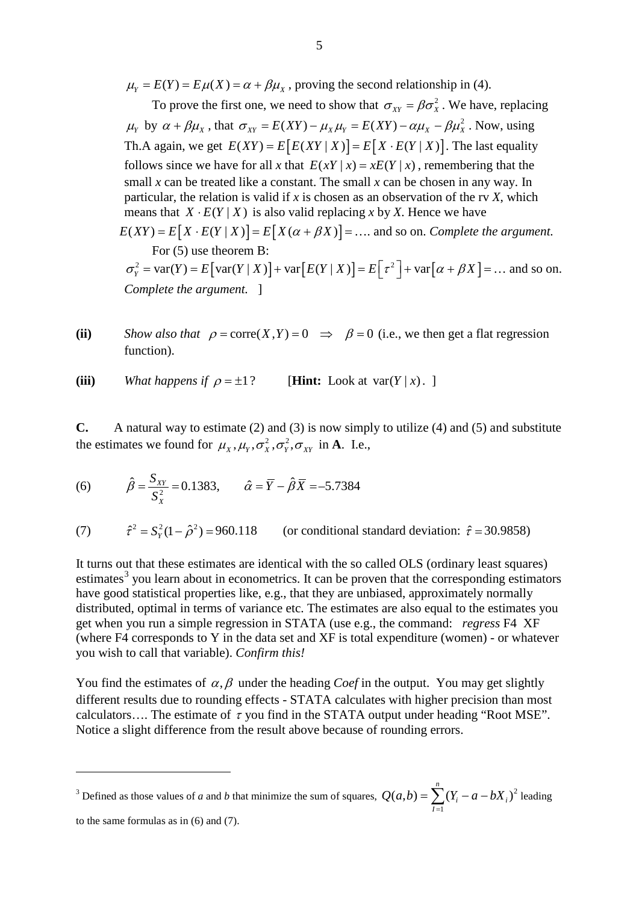$\mu_Y = E(Y) = E\mu(X) = \alpha + \beta\mu_X$ , proving the second relationship in (4).

To prove the first one, we need to show that $\sigma_{XY} = \beta\sigma_X^2$ . We have, replacing $\mu_Y$ by $\alpha + \beta\mu_X$ , that $\sigma_{XY} = E(XY) - \mu_X\mu_Y = E(XY) - \alpha\mu_X - \beta\mu_X^2$ . Now, using Th.A again, we get $E(XY) = E\left[E(XY \mid X)\right] = E\left[X \cdot E(Y \mid X)\right]$. The last equality follows since we have for all *x* that $E(xY \mid x) = xE(Y \mid x)$ , remembering that the small *x* can be treated like a constant. The small *x* can be chosen in any way. In particular, the relation is valid if *x* is chosen as an observation of the rv *X*, which means that $X \cdot E(Y \mid X)$ is also valid replacing *x* by *X*. Hence we have $E(XY) = E\left[X \cdot E(Y \mid X)\right] = E\left[X(\alpha + \beta X)\right] = \ldots$. and so on. *Complete the argument.*

For (5) use theorem B:
$\sigma_Y^2 = \text{var}(Y) = E\left[\text{var}(Y \mid X)\right] + \text{var}\left[E(Y \mid X)\right] = E\left[\tau^2\right] + \text{var}\left[\alpha + \beta X\right] = \ldots$ and so on. *Complete the argument.* ]

**(ii)** *Show also that* $\rho = \text{corre}(X,Y) = 0 \;\;\Rightarrow\;\; \beta = 0$ (i.e., we then get a flat regression function).

**(iii)** *What happens if* $\rho = \pm 1$? [**Hint:** Look at $\text{var}(Y \mid x)$. ]

**C.** A natural way to estimate (2) and (3) is now simply to utilize (4) and (5) and substitute the estimates we found for $\mu_X, \mu_Y, \sigma_X^2, \sigma_Y^2, \sigma_{XY}$ in **A**. I.e.,

$$(6) \qquad \hat{\beta} = \frac{S_{XY}}{S_X^2} = 0.1383, \qquad \hat{\alpha} = \overline{Y} - \hat{\beta}\overline{X} = -5.7384$$

$$(7) \qquad \hat{\tau}^2 = S_Y^2(1 - \hat{\rho}^2) = 960.118 \qquad \text{(or conditional standard deviation: } \hat{\tau} = 30.9858\text{)}$$

It turns out that these estimates are identical with the so called OLS (ordinary least squares) estimates[3] you learn about in econometrics. It can be proven that the corresponding estimators have good statistical properties like, e.g., that they are unbiased, approximately normally distributed, optimal in terms of variance etc. The estimates are also equal to the estimates you get when you run a simple regression in STATA (use e.g., the command: *regress* F4 XF (where F4 corresponds to Y in the data set and XF is total expenditure (women) - or whatever you wish to call that variable). *Confirm this!*

You find the estimates of $\alpha, \beta$ under the heading *Coef* in the output. You may get slightly different results due to rounding effects - STATA calculates with higher precision than most calculators…. The estimate of $\tau$ you find in the STATA output under heading "Root MSE". Notice a slight difference from the result above because of rounding errors.

---

[3] Defined as those values of *a* and *b* that minimize the sum of squares, $Q(a,b) = \sum_{I=1}^{n}(Y_i - a - bX_i)^2$ leading to the same formulas as in (6) and (7).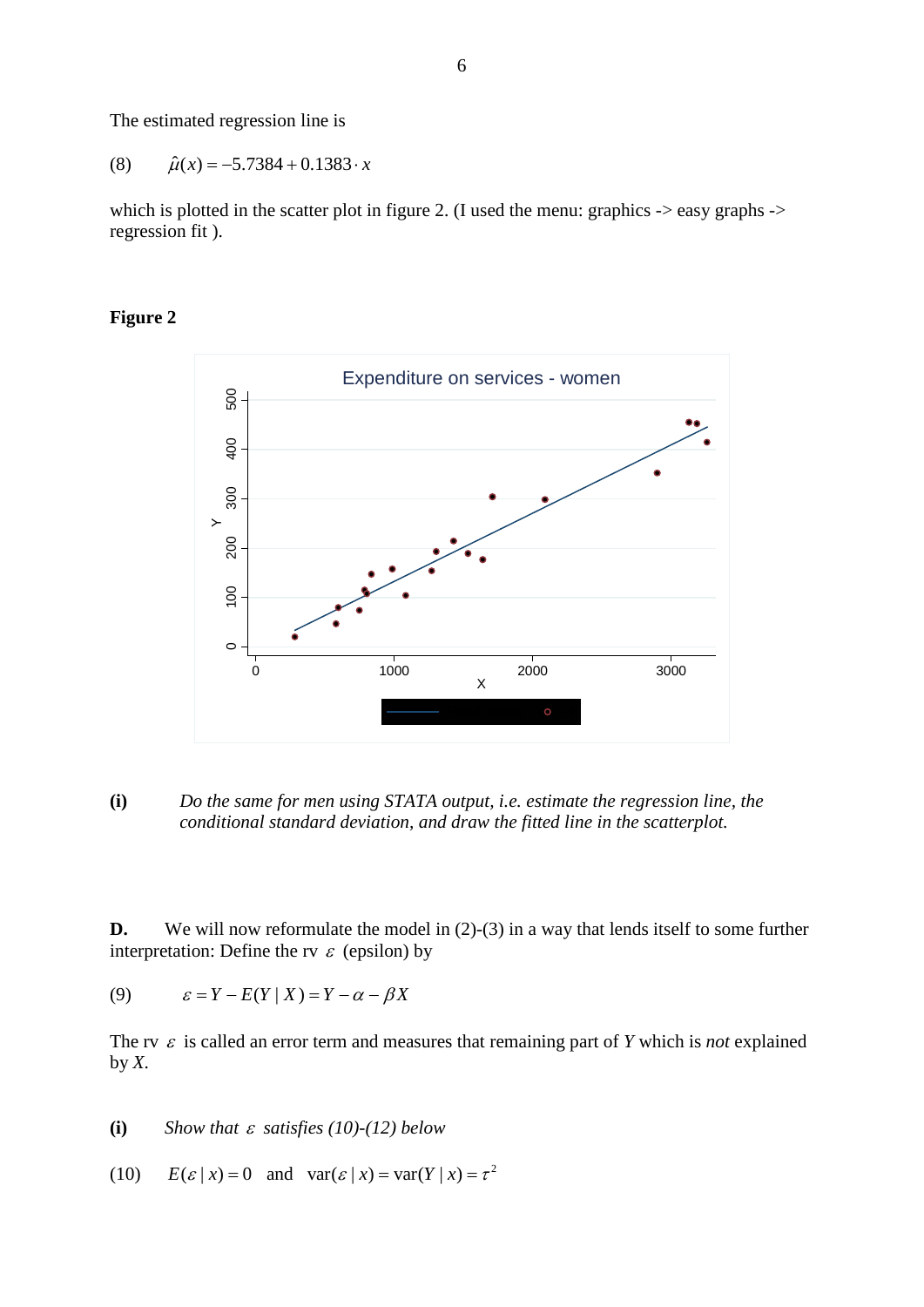The estimated regression line is

(8) $\hat{\mu}(x) = -5.7384 + 0.1383 \cdot x$

which is plotted in the scatter plot in figure 2. (I used the menu: graphics -> easy graphs -> regression fit ).

**Figure 2**

**(i)** *Do the same for men using STATA output, i.e. estimate the regression line, the conditional standard deviation, and draw the fitted line in the scatterplot.*

**D.** We will now reformulate the model in (2)-(3) in a way that lends itself to some further interpretation: Define the rv $\varepsilon$ (epsilon) by

(9) $\varepsilon = Y - E(Y \mid X) = Y - \alpha - \beta X$

The rv $\varepsilon$ is called an error term and measures that remaining part of $Y$ which is *not* explained by $X$.

**(i)** *Show that $\varepsilon$ satisfies (10)-(12) below*

(10) $E(\varepsilon \mid x) = 0$ and $\text{var}(\varepsilon \mid x) = \text{var}(Y \mid x) = \tau^2$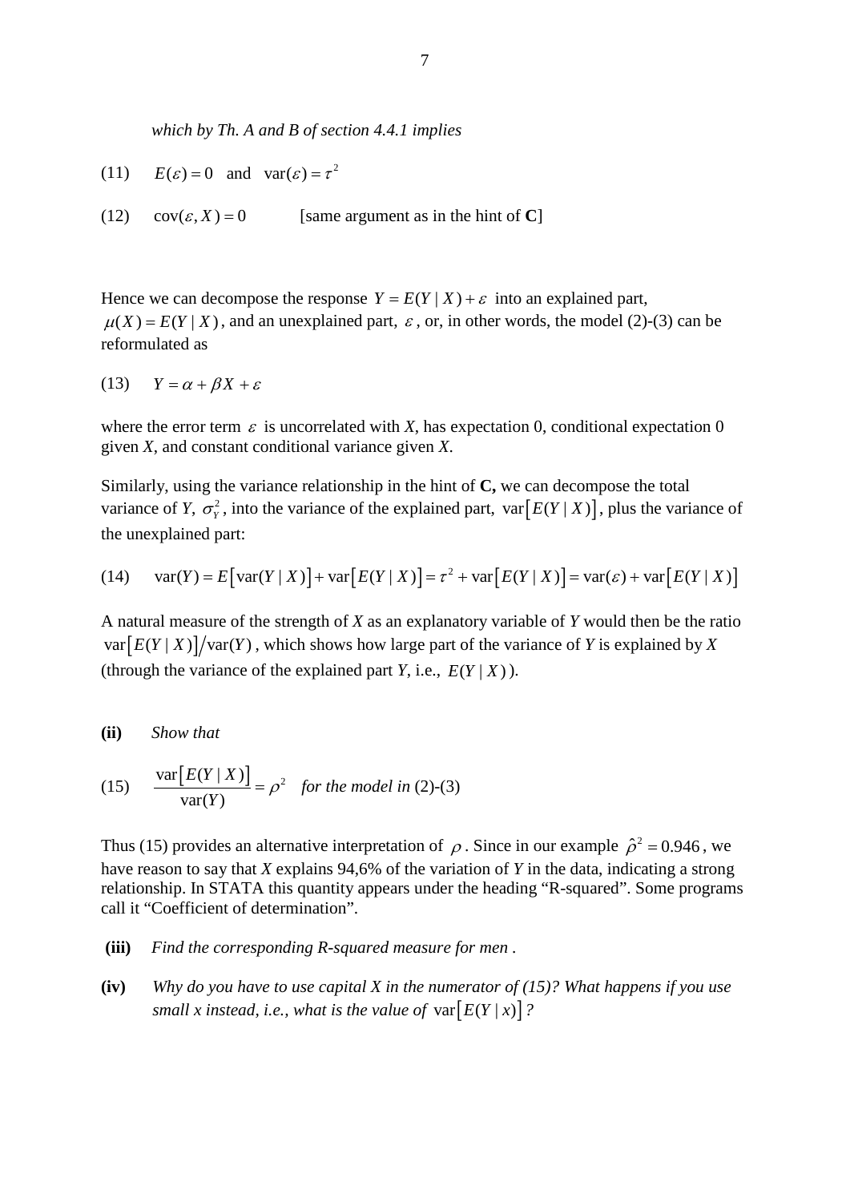*which by Th. A and B of section 4.4.1 implies*

(11) $\quad E(\varepsilon) = 0 \quad \text{and} \quad \text{var}(\varepsilon) = \tau^2$

(12) $\quad \text{cov}(\varepsilon, X) = 0$ [same argument as in the hint of **C**]

Hence we can decompose the response $Y = E(Y \mid X) + \varepsilon$ into an explained part, $\mu(X) = E(Y \mid X)$, and an unexplained part, $\varepsilon$, or, in other words, the model (2)-(3) can be reformulated as

(13) $\quad Y = \alpha + \beta X + \varepsilon$

where the error term $\varepsilon$ is uncorrelated with *X*, has expectation 0, conditional expectation 0 given *X*, and constant conditional variance given *X*.

Similarly, using the variance relationship in the hint of **C,** we can decompose the total variance of *Y*, $\sigma_Y^2$, into the variance of the explained part, $\text{var}\left[E(Y \mid X)\right]$, plus the variance of the unexplained part:

(14) $\quad \text{var}(Y) = E\left[\text{var}(Y \mid X)\right] + \text{var}\left[E(Y \mid X)\right] = \tau^2 + \text{var}\left[E(Y \mid X)\right] = \text{var}(\varepsilon) + \text{var}\left[E(Y \mid X)\right]$

A natural measure of the strength of *X* as an explanatory variable of *Y* would then be the ratio $\text{var}\left[E(Y \mid X)\right] / \text{var}(Y)$, which shows how large part of the variance of *Y* is explained by *X* (through the variance of the explained part *Y*, i.e., $E(Y \mid X)$).

**(ii)** *Show that*

(15) $\quad \dfrac{\text{var}\left[E(Y \mid X)\right]}{\text{var}(Y)} = \rho^2 \quad$ *for the model in* (2)-(3)

Thus (15) provides an alternative interpretation of $\rho$. Since in our example $\hat{\rho}^2 = 0.946$, we have reason to say that *X* explains 94,6% of the variation of *Y* in the data, indicating a strong relationship. In STATA this quantity appears under the heading “R-squared”. Some programs call it “Coefficient of determination”.

**(iii)** *Find the corresponding R-squared measure for men .*

**(iv)** *Why do you have to use capital X in the numerator of (15)? What happens if you use small x instead, i.e., what is the value of* $\text{var}\left[E(Y \mid x)\right]$*?*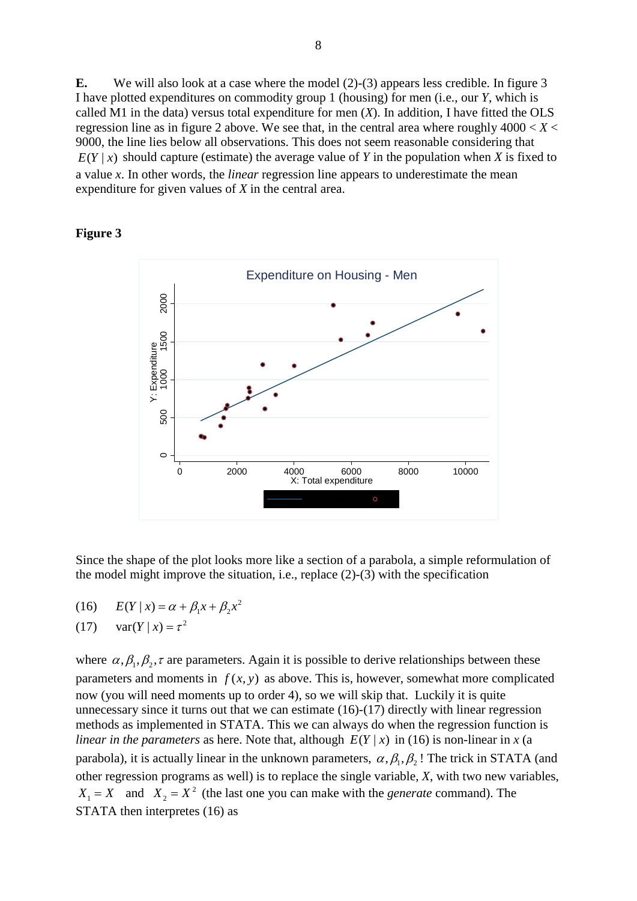**E.** We will also look at a case where the model (2)-(3) appears less credible. In figure 3 I have plotted expenditures on commodity group 1 (housing) for men (i.e., our *Y*, which is called M1 in the data) versus total expenditure for men (*X*). In addition, I have fitted the OLS regression line as in figure 2 above. We see that, in the central area where roughly $4000 < X < 9000$, the line lies below all observations. This does not seem reasonable considering that $E(Y \mid x)$ should capture (estimate) the average value of *Y* in the population when *X* is fixed to a value *x*. In other words, the *linear* regression line appears to underestimate the mean expenditure for given values of *X* in the central area.

**Figure 3**

Since the shape of the plot looks more like a section of a parabola, a simple reformulation of the model might improve the situation, i.e., replace (2)-(3) with the specification

$$(16) \qquad E(Y \mid x) = \alpha + \beta_1 x + \beta_2 x^2$$

$$(17) \qquad \text{var}(Y \mid x) = \tau^2$$

where $\alpha, \beta_1, \beta_2, \tau$ are parameters. Again it is possible to derive relationships between these parameters and moments in $f(x, y)$ as above. This is, however, somewhat more complicated now (you will need moments up to order 4), so we will skip that. Luckily it is quite unnecessary since it turns out that we can estimate (16)-(17) directly with linear regression methods as implemented in STATA. This we can always do when the regression function is *linear in the parameters* as here. Note that, although $E(Y \mid x)$ in (16) is non-linear in *x* (a parabola), it is actually linear in the unknown parameters, $\alpha, \beta_1, \beta_2$! The trick in STATA (and other regression programs as well) is to replace the single variable, *X*, with two new variables, $X_1 = X$ and $X_2 = X^2$ (the last one you can make with the *generate* command). The STATA then interpretes (16) as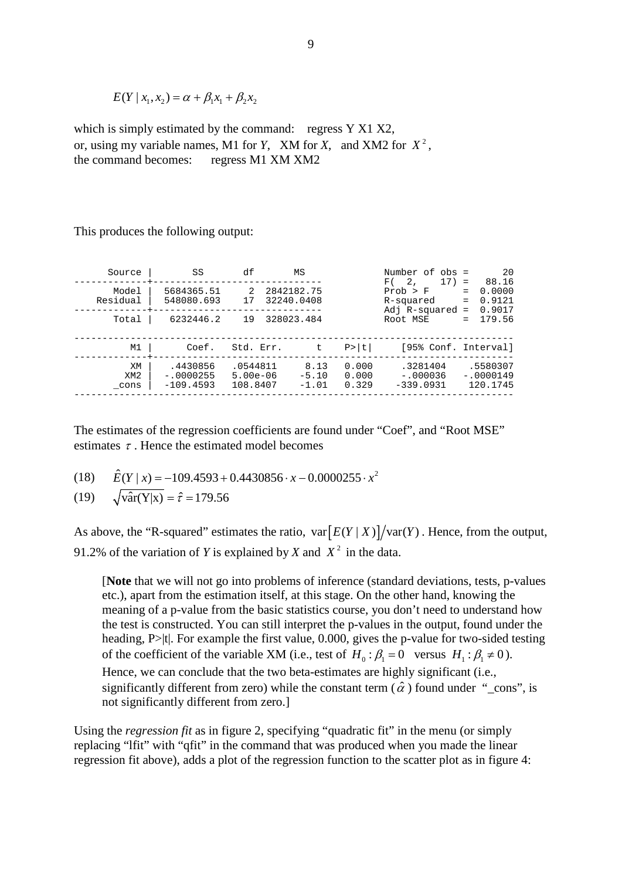$$E(Y \mid x_1, x_2) = \alpha + \beta_1 x_1 + \beta_2 x_2$$

which is simply estimated by the command: regress Y X1 X2,
or, using my variable names, M1 for *Y*, XM for *X*, and XM2 for $X^2$,
the command becomes: regress M1 XM XM2

This produces the following output:

```
      Source |       SS       df       MS              Number of obs =      20
-------------+------------------------------           F(  2,    17) =   88.16
       Model |  5684365.51     2  2842182.75           Prob > F      =  0.0000
    Residual |  548080.693    17  32240.0408           R-squared     =  0.9121
-------------+------------------------------           Adj R-squared =  0.9017
       Total |   6232446.2    19  328023.484           Root MSE      =  179.56

------------------------------------------------------------------------------
          M1 |      Coef.   Std. Err.      t    P>|t|     [95% Conf. Interval]
-------------+----------------------------------------------------------------
          XM |   .4430856   .0544811     8.13   0.000     .3281404    .5580307
         XM2 |  -.0000255   5.00e-06    -5.10   0.000     -.000036   -.0000149
       _cons |  -109.4593   108.8407    -1.01   0.329    -339.0931    120.1745
------------------------------------------------------------------------------
```

The estimates of the regression coefficients are found under "Coef", and "Root MSE" estimates $\tau$. Hence the estimated model becomes

(18) $\hat{E}(Y \mid x) = -109.4593 + 0.4430856 \cdot x - 0.0000255 \cdot x^2$

(19) $\sqrt{\hat{\text{var}}(\text{Y}|\text{x})} = \hat{\tau} = 179.56$

As above, the "R-squared" estimates the ratio, $\text{var}\left[E(Y \mid X)\right] / \text{var}(Y)$. Hence, from the output, 91.2% of the variation of *Y* is explained by *X* and $X^2$ in the data.

> [**Note** that we will not go into problems of inference (standard deviations, tests, p-values etc.), apart from the estimation itself, at this stage. On the other hand, knowing the meaning of a p-value from the basic statistics course, you don't need to understand how the test is constructed. You can still interpret the p-values in the output, found under the heading, P>|t|. For example the first value, 0.000, gives the p-value for two-sided testing of the coefficient of the variable XM (i.e., test of $H_0 : \beta_1 = 0$ versus $H_1 : \beta_1 \neq 0$). Hence, we can conclude that the two beta-estimates are highly significant (i.e., significantly different from zero) while the constant term ($\hat{\alpha}$) found under "_cons", is not significantly different from zero.]

Using the *regression fit* as in figure 2, specifying "quadratic fit" in the menu (or simply replacing "lfit" with "qfit" in the command that was produced when you made the linear regression fit above), adds a plot of the regression function to the scatter plot as in figure 4: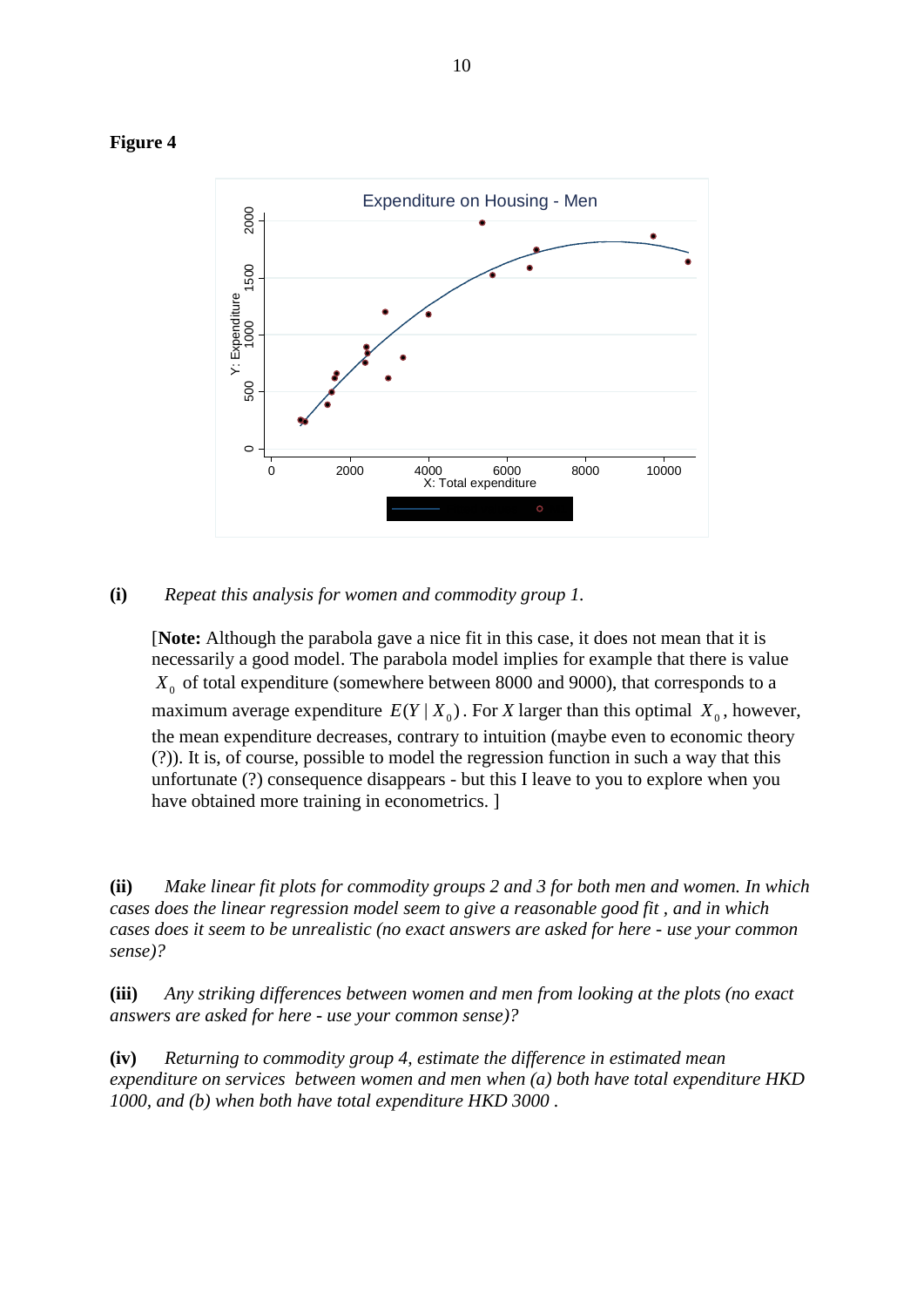**Figure 4**

Expenditure on Housing - Men

Y: Expenditure

0 500 1000 1500 2000

0 2000 4000 6000 8000 10000

X: Total expenditure

**(i)** *Repeat this analysis for women and commodity group 1.*

[**Note:** Although the parabola gave a nice fit in this case, it does not mean that it is necessarily a good model. The parabola model implies for example that there is value $X_0$ of total expenditure (somewhere between 8000 and 9000), that corresponds to a maximum average expenditure $E(Y \mid X_0)$. For $X$ larger than this optimal $X_0$, however, the mean expenditure decreases, contrary to intuition (maybe even to economic theory (?)). It is, of course, possible to model the regression function in such a way that this unfortunate (?) consequence disappears - but this I leave to you to explore when you have obtained more training in econometrics. ]

**(ii)** *Make linear fit plots for commodity groups 2 and 3 for both men and women. In which cases does the linear regression model seem to give a reasonable good fit , and in which cases does it seem to be unrealistic (no exact answers are asked for here - use your common sense)?*

**(iii)** *Any striking differences between women and men from looking at the plots (no exact answers are asked for here - use your common sense)?*

**(iv)** *Returning to commodity group 4, estimate the difference in estimated mean expenditure on services between women and men when (a) both have total expenditure HKD 1000, and (b) when both have total expenditure HKD 3000 .*